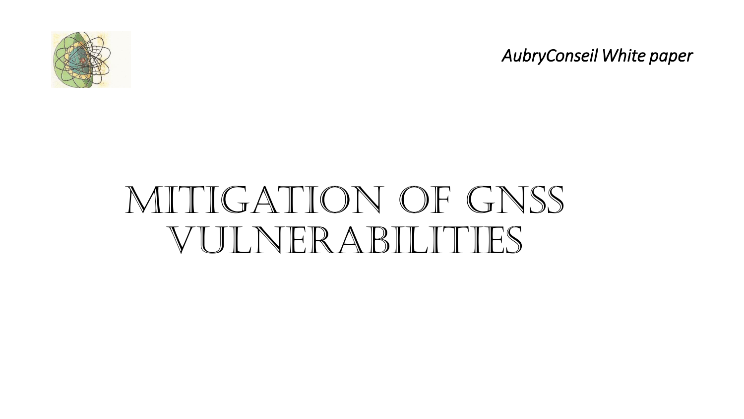*AubryConseil White paper*

# MITIGATION OF GNSS VULNERABILITIES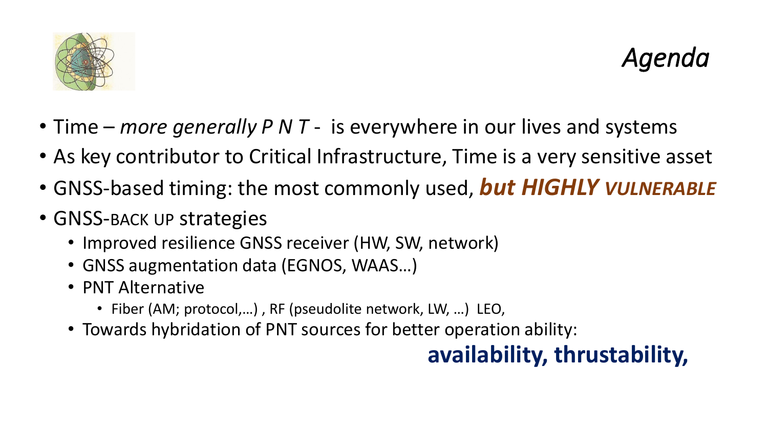# *Agenda*

- Time – *more generally P N T* - is everywhere in our lives and systems
- As key contributor to Critical Infrastructure, Time is a very sensitive asset
- GNSS-based timing: the most commonly used, ***but HIGHLY VULNERABLE***
- GNSS-BACK UP strategies
  - Improved resilience GNSS receiver (HW, SW, network)
  - GNSS augmentation data (EGNOS, WAAS…)
  - PNT Alternative
    - Fiber (AM; protocol,…) , RF (pseudolite network, LW, …) LEO,
  - Towards hybridation of PNT sources for better operation ability:

**availability, thrustability,**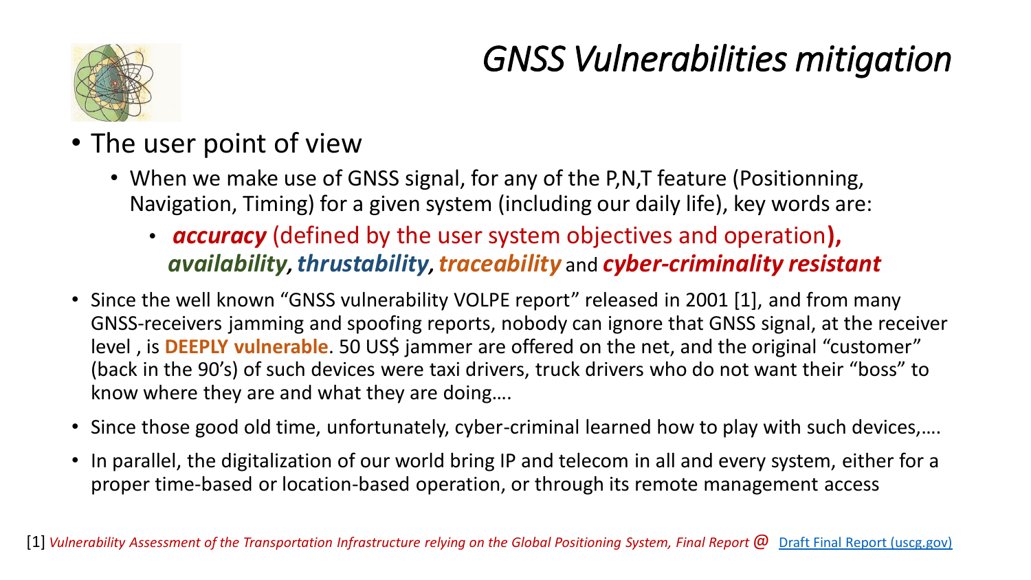# *GNSS Vulnerabilities mitigation*

- The user point of view
  - When we make use of GNSS signal, for any of the P,N,T feature (Positionning, Navigation, Timing) for a given system (including our daily life), key words are:
    - ***accuracy*** (defined by the user system objectives and operation**),** ***availability***, ***thrustability***, ***traceability*** and ***cyber-criminality resistant***
- Since the well known "GNSS vulnerability VOLPE report" released in 2001 [1], and from many GNSS-receivers jamming and spoofing reports, nobody can ignore that GNSS signal, at the receiver level , is **DEEPLY vulnerable**. 50 US$ jammer are offered on the net, and the original "customer" (back in the 90's) of such devices were taxi drivers, truck drivers who do not want their "boss" to know where they are and what they are doing….
- Since those good old time, unfortunately, cyber-criminal learned how to play with such devices,….
- In parallel, the digitalization of our world bring IP and telecom in all and every system, either for a proper time-based or location-based operation, or through its remote management access

[1] *Vulnerability Assessment of the Transportation Infrastructure relying on the Global Positioning System, Final Report* @ [Draft Final Report (uscg.gov)]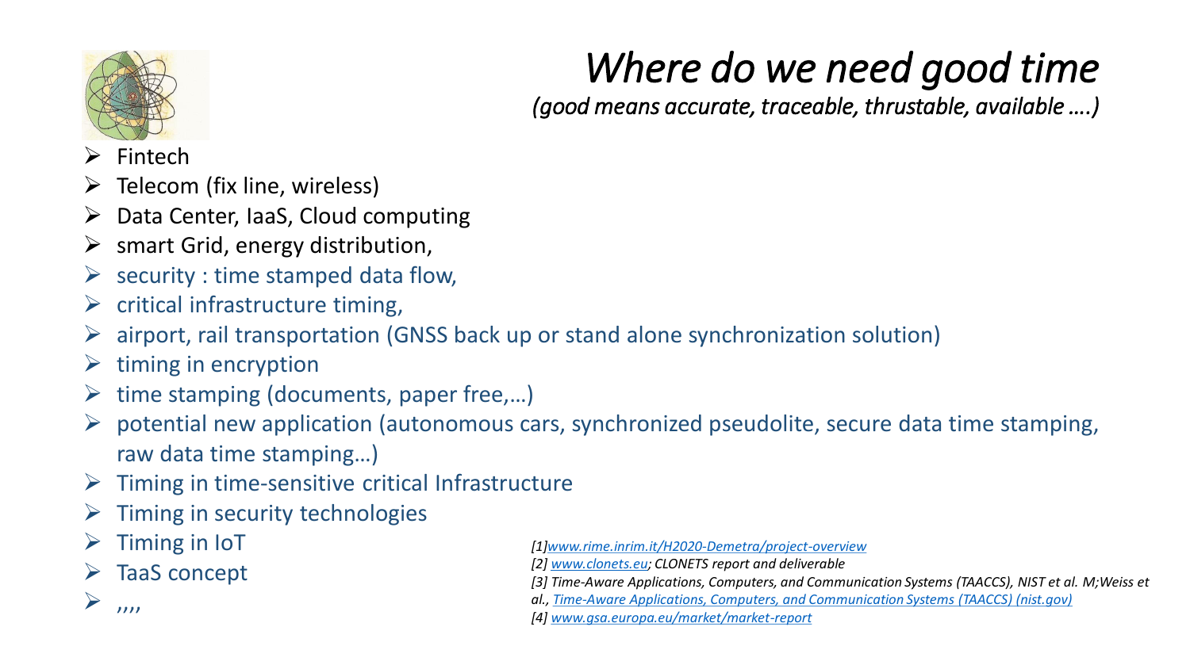# *Where do we need good time*

*(good means accurate, traceable, thrustable, available ….)*

- Fintech
- Telecom (fix line, wireless)
- Data Center, IaaS, Cloud computing
- smart Grid, energy distribution,
- security : time stamped data flow,
- critical infrastructure timing,
- airport, rail transportation (GNSS back up or stand alone synchronization solution)
- timing in encryption
- time stamping (documents, paper free,…)
- potential new application (autonomous cars, synchronized pseudolite, secure data time stamping, raw data time stamping…)
- Timing in time-sensitive critical Infrastructure
- Timing in security technologies
- Timing in IoT
- TaaS concept
- ,,,,

*[1]www.rime.inrim.it/H2020-Demetra/project-overview*

*[2] www.clonets.eu; CLONETS report and deliverable*

*[3] Time-Aware Applications, Computers, and Communication Systems (TAACCS), NIST et al. M;Weiss et al., Time-Aware Applications, Computers, and Communication Systems (TAACCS) (nist.gov)*

*[4] www.gsa.europa.eu/market/market-report*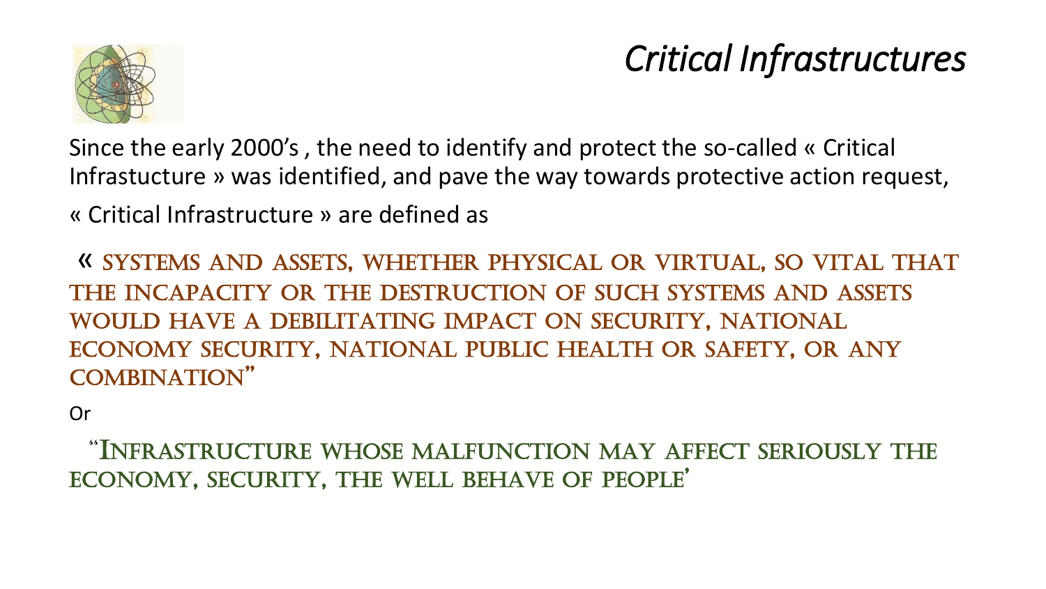# *Critical Infrastructures*

Since the early 2000's , the need to identify and protect the so-called « Critical Infrastucture » was identified, and pave the way towards protective action request,

« Critical Infrastructure » are defined as

« SYSTEMS AND ASSETS, WHETHER PHYSICAL OR VIRTUAL, SO VITAL THAT THE INCAPACITY OR THE DESTRUCTION OF SUCH SYSTEMS AND ASSETS WOULD HAVE A DEBILITATING IMPACT ON SECURITY, NATIONAL ECONOMY SECURITY, NATIONAL PUBLIC HEALTH OR SAFETY, OR ANY COMBINATION"

Or

"INFRASTRUCTURE WHOSE MALFUNCTION MAY AFFECT SERIOUSLY THE ECONOMY, SECURITY, THE WELL BEHAVE OF PEOPLE'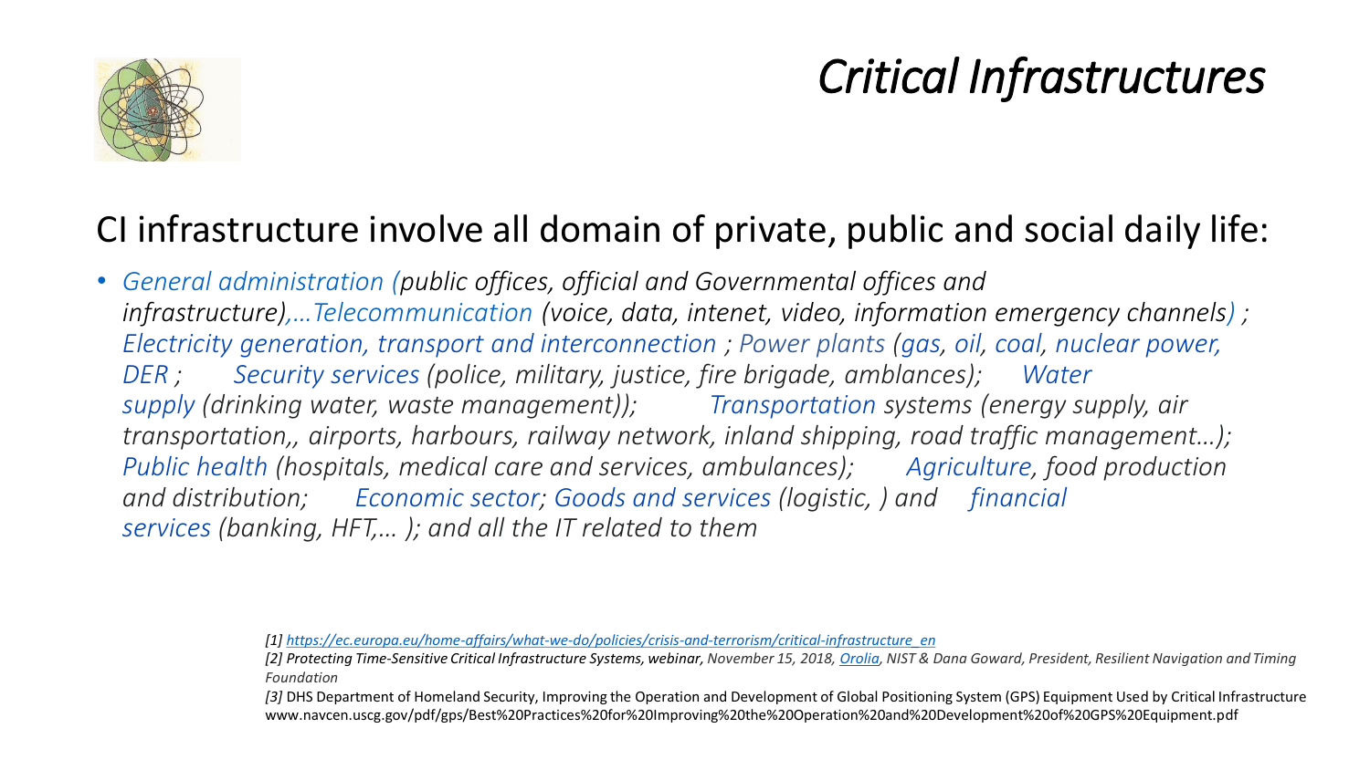# *Critical Infrastructures*

## CI infrastructure involve all domain of private, public and social daily life:

- *General administration (public offices, official and Governmental offices and infrastructure),…Telecommunication (voice, data, intenet, video, information emergency channels) ; Electricity generation, transport and interconnection ; Power plants (gas, oil, coal, nuclear power, DER ; Security services (police, military, justice, fire brigade, amblances); Water supply (drinking water, waste management)); Transportation systems (energy supply, air transportation,, airports, harbours, railway network, inland shipping, road traffic management…); Public health (hospitals, medical care and services, ambulances); Agriculture, food production and distribution; Economic sector; Goods and services (logistic, ) and financial services (banking, HFT,… ); and all the IT related to them*

*[1] https://ec.europa.eu/home-affairs/what-we-do/policies/crisis-and-terrorism/critical-infrastructure_en*

*[2] Protecting Time-Sensitive Critical Infrastructure Systems, webinar, November 15, 2018, Orolia, NIST & Dana Goward, President, Resilient Navigation and Timing Foundation*

*[3]* DHS Department of Homeland Security, Improving the Operation and Development of Global Positioning System (GPS) Equipment Used by Critical Infrastructure www.navcen.uscg.gov/pdf/gps/Best%20Practices%20for%20Improving%20the%20Operation%20and%20Development%20of%20GPS%20Equipment.pdf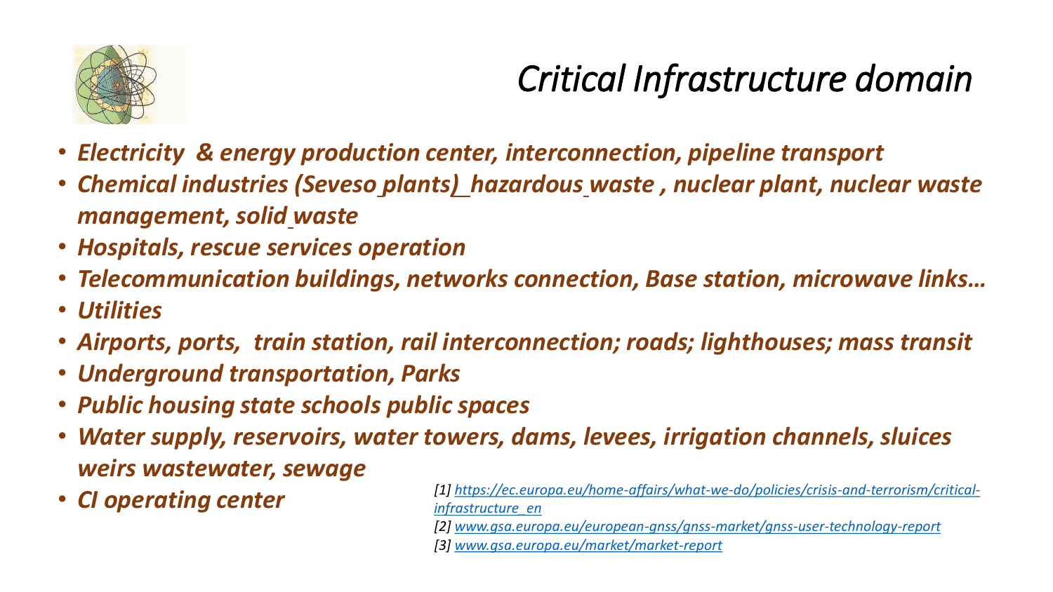# *Critical Infrastructure domain*

- ***Electricity & energy production center, interconnection, pipeline transport***
- ***Chemical industries (Seveso plants) hazardous waste , nuclear plant, nuclear waste management, solid waste***
- ***Hospitals, rescue services operation***
- ***Telecommunication buildings, networks connection, Base station, microwave links…***
- ***Utilities***
- ***Airports, ports, train station, rail interconnection; roads; lighthouses; mass transit***
- ***Underground transportation, Parks***
- ***Public housing state schools public spaces***
- ***Water supply, reservoirs, water towers, dams, levees, irrigation channels, sluices weirs wastewater, sewage***
- ***CI operating center***

*[1] https://ec.europa.eu/home-affairs/what-we-do/policies/crisis-and-terrorism/critical-infrastructure_en*

*[2] www.gsa.europa.eu/european-gnss/gnss-market/gnss-user-technology-report*

*[3] www.gsa.europa.eu/market/market-report*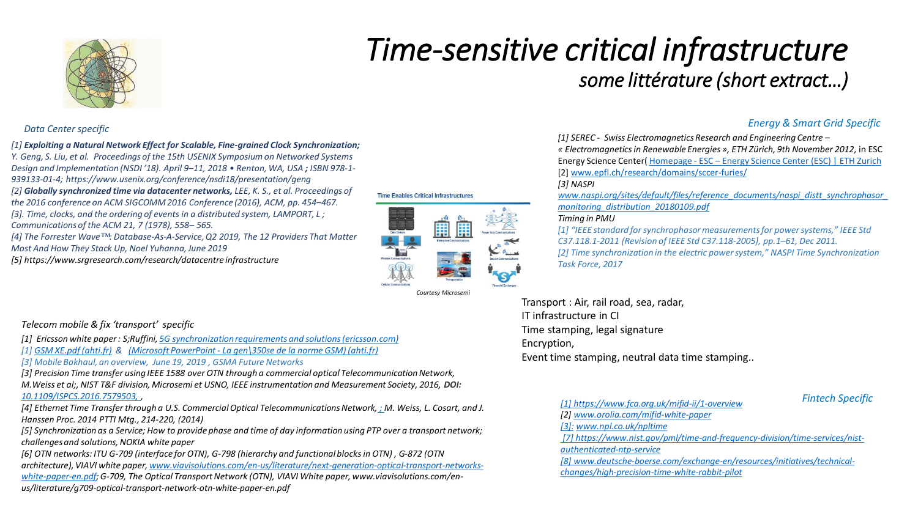# Time-sensitive critical infrastructure

## some littérature (short extract…)

### Data Center specific

*[1] **Exploiting a Natural Network Effect for Scalable, Fine-grained Clock Synchronization;** Y. Geng, S. Liu, et al. Proceedings of the 15th USENIX Symposium on Networked Systems Design and Implementation (NSDI '18). April 9–11, 2018 • Renton, WA, USA ; ISBN 978-1-939133-01-4; https://www.usenix.org/conference/nsdi18/presentation/geng*

*[2] **Globally synchronized time via datacenter networks,** LEE, K. S., et al. Proceedings of the 2016 conference on ACM SIGCOMM 2016 Conference (2016), ACM, pp. 454–467.*

*[3]. Time, clocks, and the ordering of events in a distributed system, LAMPORT, L ; Communications of the ACM 21, 7 (1978), 558– 565.*

*[4] The Forrester Wave™: Database-As-A-Service, Q2 2019, The 12 Providers That Matter Most And How They Stack Up, Noel Yuhanna, June 2019*

*[5] https://www.srgresearch.com/research/datacentre infrastructure*

Courtesy Microsemi

### Energy & Smart Grid Specific

*[1] SEREC - Swiss Electromagnetics Research and Engineering Centre – « Electromagnetics in Renewable Energies », ETH Zürich, 9th November 2012*, in ESC Energy Science Center( Homepage - ESC – Energy Science Center (ESC) | ETH Zurich

[2] www.epfl.ch/research/domains/sccer-furies/

*[3] NASPI*

*www.naspi.org/sites/default/files/reference_documents/naspi_distt_synchrophasor_monitoring_distribution_20180109.pdf*

*Timing in PMU*

*[1] "IEEE standard for synchrophasor measurements for power systems," IEEE Std C37.118.1-2011 (Revision of IEEE Std C37.118-2005), pp.1–61, Dec 2011.*

*[2] Time synchronization in the electric power system," NASPI Time Synchronization Task Force, 2017*

Transport : Air, rail road, sea, radar,
IT infrastructure in CI
Time stamping, legal signature
Encryption,
Event time stamping, neutral data time stamping..

### Telecom mobile & fix 'transport' specific

*[1] Ericsson white paper : S;Ruffini, 5G synchronization requirements and solutions (ericsson.com)*

*[1] GSM XE.pdf (ahti.fr) & (Microsoft PowerPoint - La gen\350se de la norme GSM) (ahti.fr)*

*[3] Mobile Bakhaul, an overview, June 19, 2019 , GSMA Future Networks*

*[3] Precision Time transfer using IEEE 1588 over OTN through a commercial optical Telecommunication Network, M.Weiss et al;, NIST T&F division, Microsemi et USNO, IEEE instrumentation and Measurement Society, 2016, **DOI:** 10.1109/ISPCS.2016.7579503, ,*

*[4] Ethernet Time Transfer through a U.S. Commercial Optical Telecommunications Network, ; M. Weiss, L. Cosart, and J. Hanssen Proc. 2014 PTTI Mtg., 214-220, (2014)*

*[5] Synchronization as a Service; How to provide phase and time of day information using PTP over a transport network; challenges and solutions, NOKIA white paper*

*[6] OTN networks: ITU G-709 (interface for OTN), G-798 (hierarchy and functional blocks in OTN) , G-872 (OTN architecture), VIAVI white paper, www.viavisolutions.com/en-us/literature/next-generation-optical-transport-networks-white-paper-en.pdf; G-709, The Optical Transport Network (OTN), VIAVI White paper, www.viavisolutions.com/en-us/literature/g709-optical-transport-network-otn-white-paper-en.pdf*

### Fintech Specific

*[1] https://www.fca.org.uk/mifid-ii/1-overview*

*[2] www.orolia.com/mifid-white-paper*

*[3]: www.npl.co.uk/npltime*

*[7] https://www.nist.gov/pml/time-and-frequency-division/time-services/nist-authenticated-ntp-service*

*[8] www.deutsche-boerse.com/exchange-en/resources/initiatives/technical-changes/high-precision-time-white-rabbit-pilot*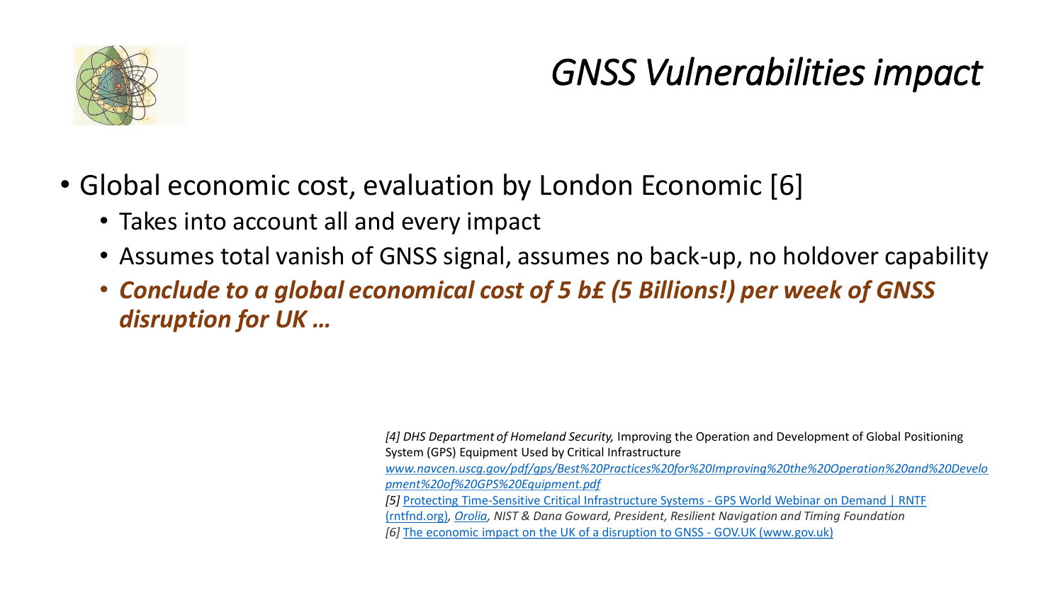# *GNSS Vulnerabilities impact*

- Global economic cost, evaluation by London Economic [6]
  - Takes into account all and every impact
  - Assumes total vanish of GNSS signal, assumes no back-up, no holdover capability
  - ***Conclude to a global economical cost of 5 b£ (5 Billions!) per week of GNSS disruption for UK …***

*[4] DHS Department of Homeland Security,* Improving the Operation and Development of Global Positioning System (GPS) Equipment Used by Critical Infrastructure *www.navcen.uscg.gov/pdf/gps/Best%20Practices%20for%20Improving%20the%20Operation%20and%20Development%20of%20GPS%20Equipment.pdf*
*[5]* Protecting Time-Sensitive Critical Infrastructure Systems - GPS World Webinar on Demand | RNTF (rntfnd.org)*, Orolia, NIST & Dana Goward, President, Resilient Navigation and Timing Foundation*
*[6]* The economic impact on the UK of a disruption to GNSS - GOV.UK (www.gov.uk)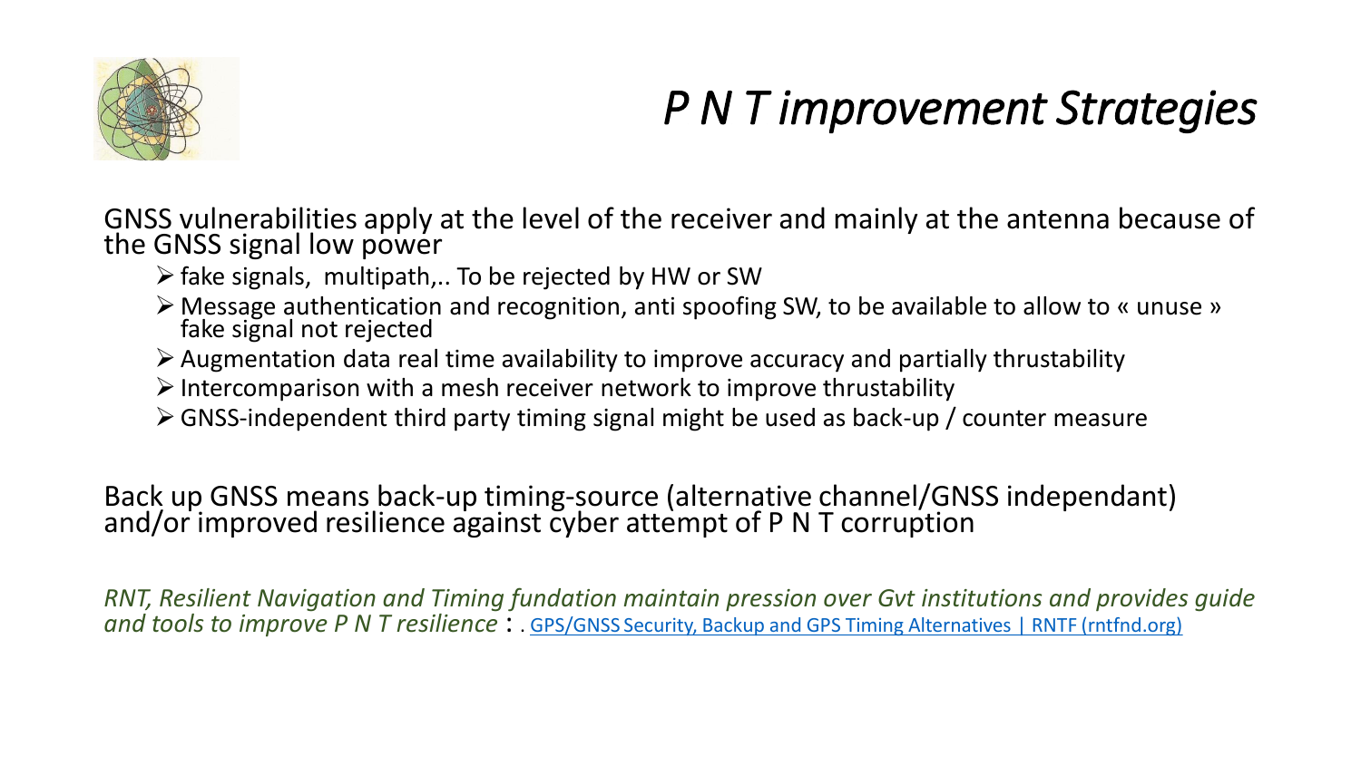# *P N T improvement Strategies*

GNSS vulnerabilities apply at the level of the receiver and mainly at the antenna because of the GNSS signal low power

- fake signals, multipath,.. To be rejected by HW or SW
- Message authentication and recognition, anti spoofing SW, to be available to allow to « unuse » fake signal not rejected
- Augmentation data real time availability to improve accuracy and partially thrustability
- Intercomparison with a mesh receiver network to improve thrustability
- GNSS-independent third party timing signal might be used as back-up / counter measure

Back up GNSS means back-up timing-source (alternative channel/GNSS independant) and/or improved resilience against cyber attempt of P N T corruption

*RNT, Resilient Navigation and Timing fundation maintain pression over Gvt institutions and provides guide and tools to improve P N T resilience* : . GPS/GNSS Security, Backup and GPS Timing Alternatives | RNTF (rntfnd.org)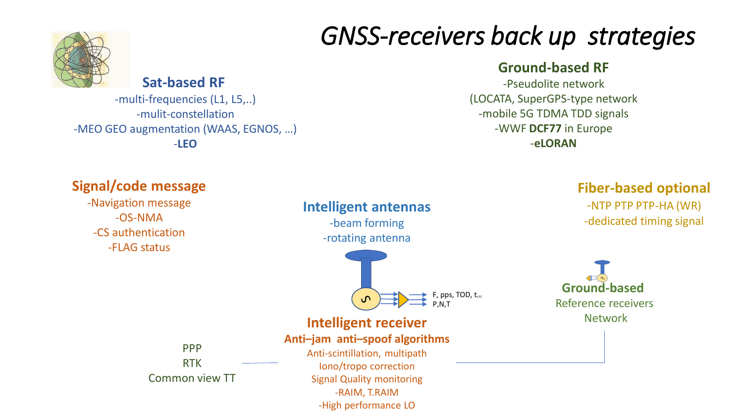# *GNSS-receivers back up strategies*

### Sat-based RF

-multi-frequencies (L1, L5,..)
-mulit-constellation
-MEO GEO augmentation (WAAS, EGNOS, …)
-**LEO**

### Ground-based RF

-Pseudolite network
(LOCATA, SuperGPS-type network
-mobile 5G TDMA TDD signals
-WWF **DCF77** in Europe
-**eLORAN**

### Signal/code message

-Navigation message
-OS-NMA
-CS authentication
-FLAG status

### Intelligent antennas

-beam forming
-rotating antenna

### Fiber-based optional

-NTP PTP PTP-HA (WR)
-dedicated timing signal

F, pps, TOD, $t_{UTC}$
P,N,T

### Intelligent receiver

**Anti–jam anti–spoof algorithms**

Anti-scintillation, multipath
Iono/tropo correction
Signal Quality monitoring
-RAIM, T.RAIM
-High performance LO

### Ground-based

Reference receivers
Network

PPP
RTK
Common view TT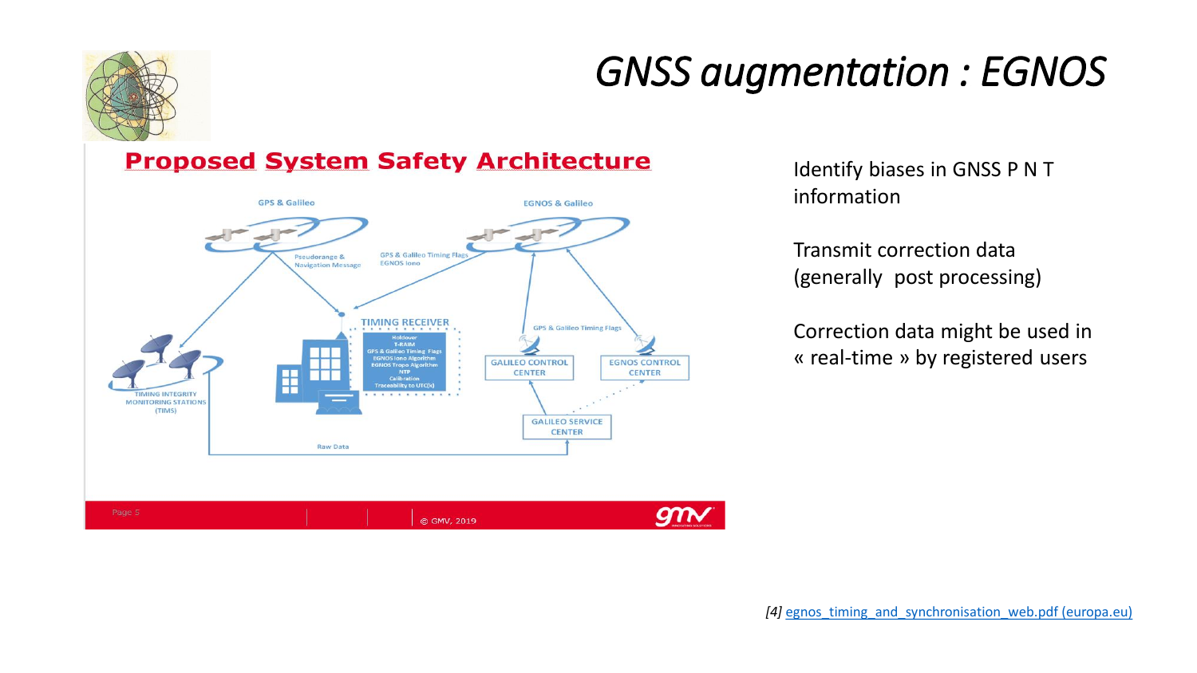# GNSS augmentation : EGNOS

## Proposed System Safety Architecture

GPS & Galileo

EGNOS & Galileo

Pseudorange & Navigation Message

GPS & Galileo Timing Flags
EGNOS Iono

TIMING RECEIVER

Holdover
T-RAIM
GPS & Galileo Timing Flags
EGNOS Iono Algorithm
EGNOS Tropo Algorithm
NTP
Calibration
Traceability to UTC(k)

GPS & Galileo Timing Flags

GALILEO CONTROL CENTER

EGNOS CONTROL CENTER

TIMING INTEGRITY MONITORING STATIONS (TIMS)

GALILEO SERVICE CENTER

Raw Data

Page 5 | © GMV, 2019

Identify biases in GNSS P N T information

Transmit correction data (generally post processing)

Correction data might be used in « real-time » by registered users

*[4]* egnos_timing_and_synchronisation_web.pdf (europa.eu)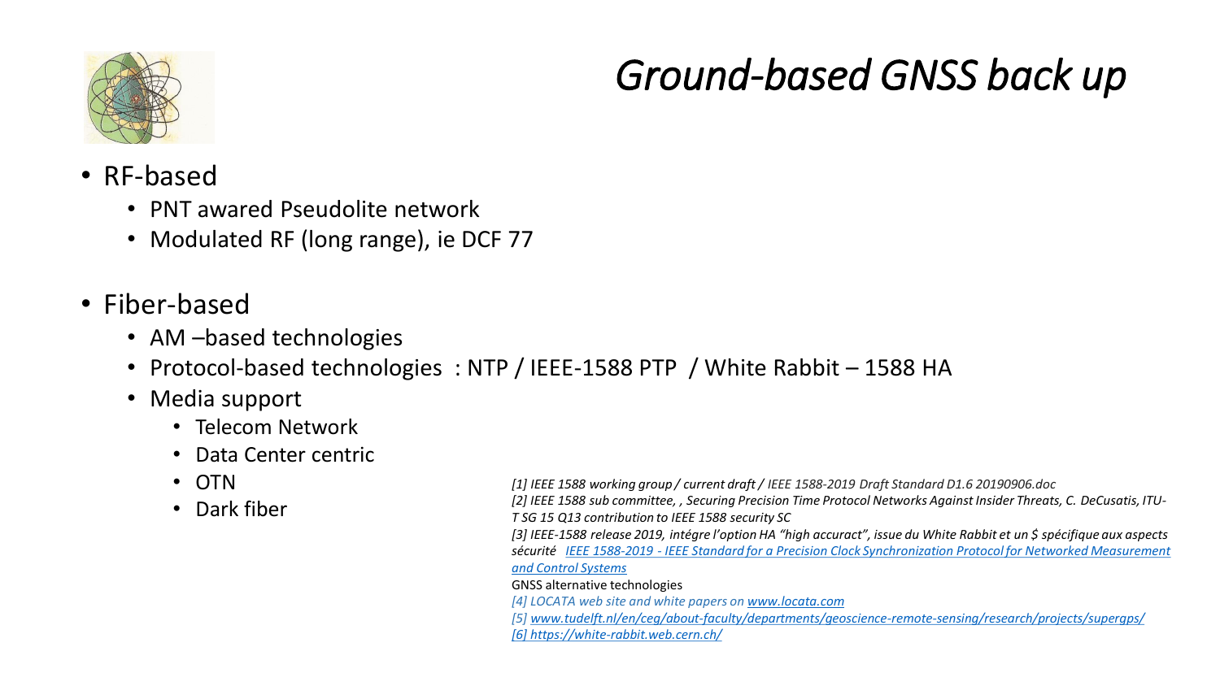# *Ground-based GNSS back up*

- RF-based
  - PNT awared Pseudolite network
  - Modulated RF (long range), ie DCF 77
- Fiber-based
  - AM –based technologies
  - Protocol-based technologies : NTP / IEEE-1588 PTP / White Rabbit – 1588 HA
  - Media support
    - Telecom Network
    - Data Center centric
    - OTN
    - Dark fiber

*[1] IEEE 1588 working group / current draft / IEEE 1588-2019 Draft Standard D1.6 20190906.doc*
*[2] IEEE 1588 sub committee, , Securing Precision Time Protocol Networks Against Insider Threats, C. DeCusatis, ITU-T SG 15 Q13 contribution to IEEE 1588 security SC*
*[3] IEEE-1588 release 2019, intégre l'option HA "high accuract", issue du White Rabbit et un $ spécifique aux aspects sécurité [IEEE 1588-2019 - IEEE Standard for a Precision Clock Synchronization Protocol for Networked Measurement and Control Systems]*

GNSS alternative technologies

*[4] LOCATA web site and white papers on www.locata.com*
*[5] www.tudelft.nl/en/ceg/about-faculty/departments/geoscience-remote-sensing/research/projects/supergps/*
*[6] https://white-rabbit.web.cern.ch/*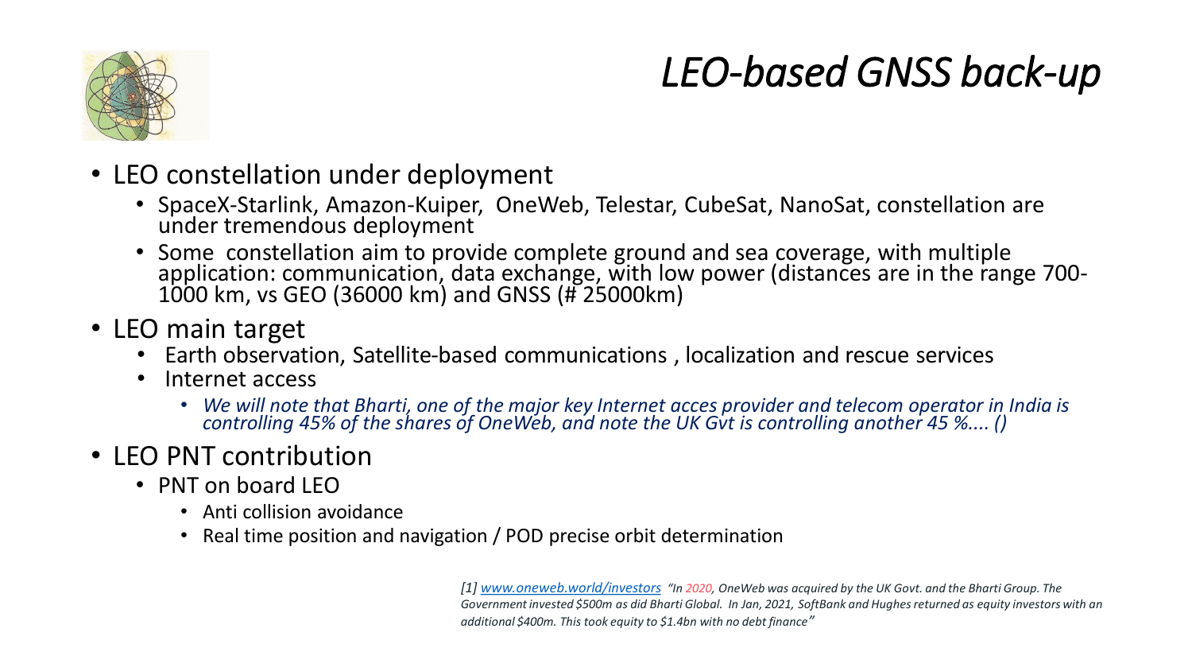# *LEO-based GNSS back-up*

- LEO constellation under deployment
  - SpaceX-Starlink, Amazon-Kuiper, OneWeb, Telestar, CubeSat, NanoSat, constellation are under tremendous deployment
  - Some constellation aim to provide complete ground and sea coverage, with multiple application: communication, data exchange, with low power (distances are in the range 700-1000 km, vs GEO (36000 km) and GNSS (# 25000km)
- LEO main target
  - Earth observation, Satellite-based communications , localization and rescue services
  - Internet access
    - *We will note that Bharti, one of the major key Internet acces provider and telecom operator in India is controlling 45% of the shares of OneWeb, and note the UK Gvt is controlling another 45 %.... ()*
- LEO PNT contribution
  - PNT on board LEO
    - Anti collision avoidance
    - Real time position and navigation / POD precise orbit determination

*[1] [www.oneweb.world/investors](www.oneweb.world/investors) "In 2020, OneWeb was acquired by the UK Govt. and the Bharti Group. The Government invested $500m as did Bharti Global. In Jan, 2021, SoftBank and Hughes returned as equity investors with an additional $400m. This took equity to $1.4bn with no debt finance"*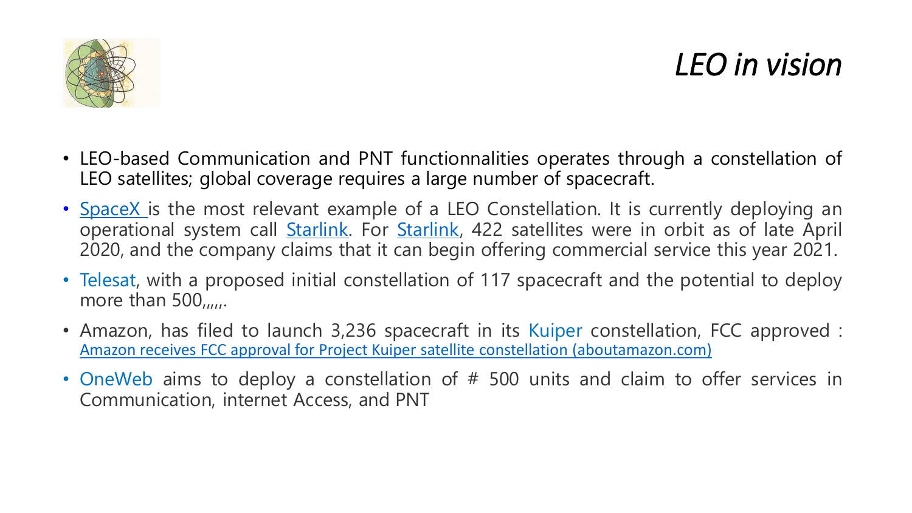# *LEO in vision*

- LEO-based Communication and PNT functionnalities operates through a constellation of LEO satellites; global coverage requires a large number of spacecraft.
- SpaceX is the most relevant example of a LEO Constellation. It is currently deploying an operational system call Starlink. For Starlink, 422 satellites were in orbit as of late April 2020, and the company claims that it can begin offering commercial service this year 2021.
- Telesat, with a proposed initial constellation of 117 spacecraft and the potential to deploy more than 500,,,,,.
- Amazon, has filed to launch 3,236 spacecraft in its Kuiper constellation, FCC approved : Amazon receives FCC approval for Project Kuiper satellite constellation (aboutamazon.com)
- OneWeb aims to deploy a constellation of # 500 units and claim to offer services in Communication, internet Access, and PNT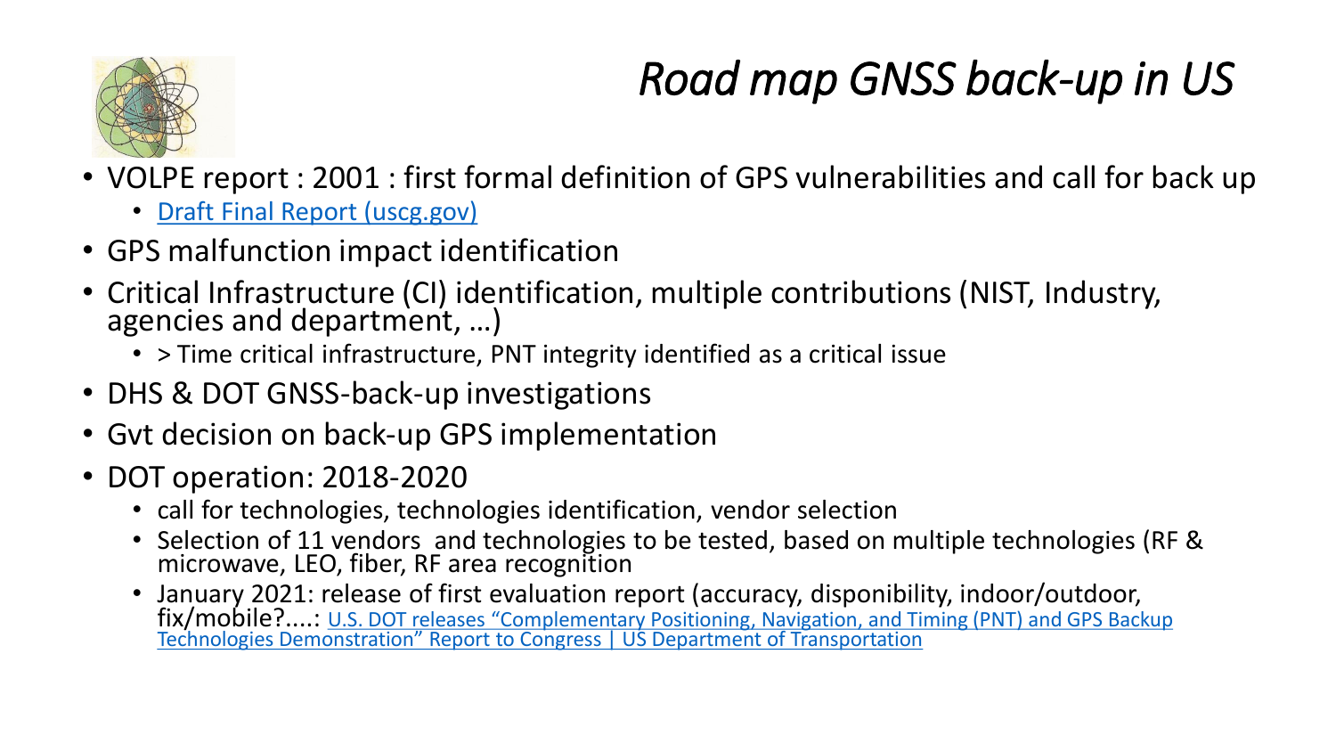# *Road map GNSS back-up in US*

- VOLPE report : 2001 : first formal definition of GPS vulnerabilities and call for back up
  - [Draft Final Report (uscg.gov)]
- GPS malfunction impact identification
- Critical Infrastructure (CI) identification, multiple contributions (NIST, Industry, agencies and department, …)
  - > Time critical infrastructure, PNT integrity identified as a critical issue
- DHS & DOT GNSS-back-up investigations
- Gvt decision on back-up GPS implementation
- DOT operation: 2018-2020
  - call for technologies, technologies identification, vendor selection
  - Selection of 11 vendors and technologies to be tested, based on multiple technologies (RF & microwave, LEO, fiber, RF area recognition
  - January 2021: release of first evaluation report (accuracy, disponibility, indoor/outdoor, fix/mobile?....: [U.S. DOT releases "Complementary Positioning, Navigation, and Timing (PNT) and GPS Backup Technologies Demonstration" Report to Congress | US Department of Transportation]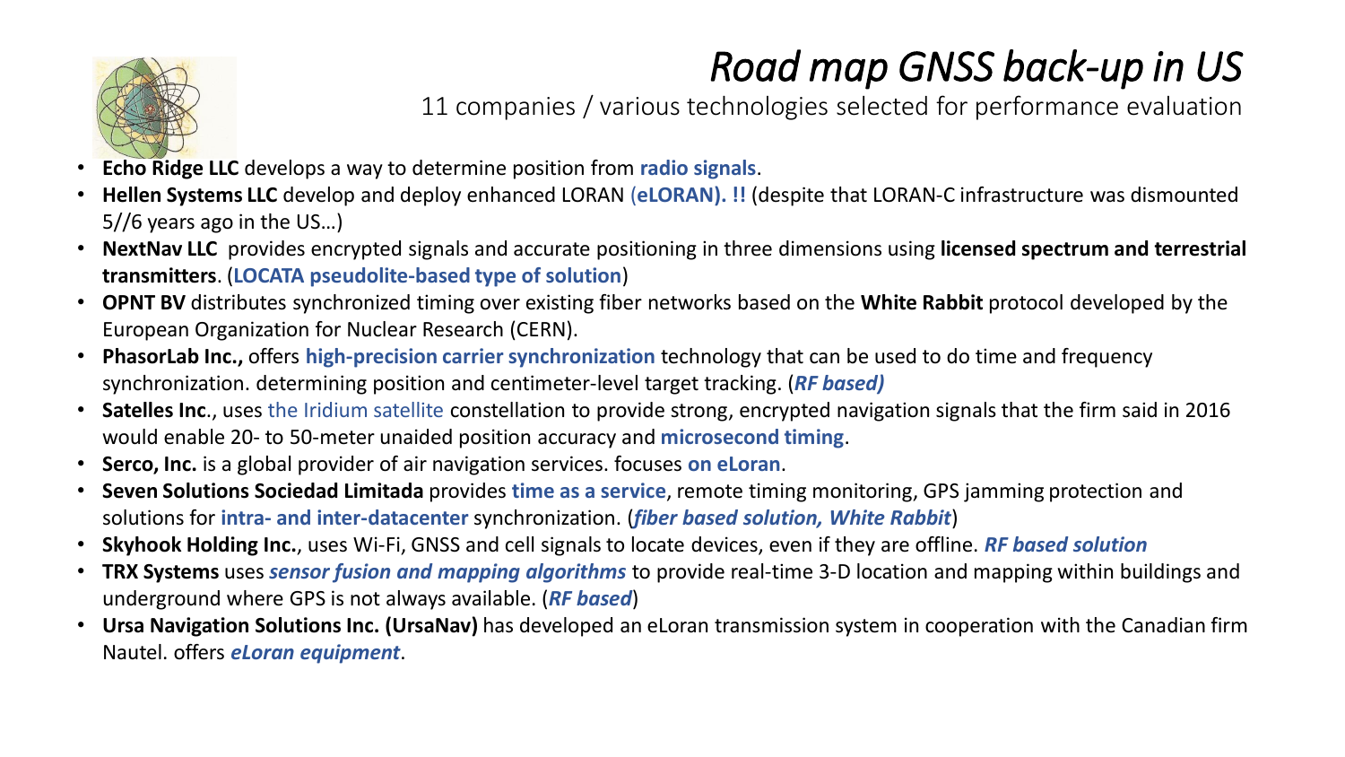# *Road map GNSS back-up in US*

11 companies / various technologies selected for performance evaluation

- **Echo Ridge LLC** develops a way to determine position from **radio signals**.
- **Hellen Systems LLC** develop and deploy enhanced LORAN (**eLORAN). !!** (despite that LORAN-C infrastructure was dismounted 5//6 years ago in the US…)
- **NextNav LLC** provides encrypted signals and accurate positioning in three dimensions using **licensed spectrum and terrestrial transmitters**. (**LOCATA pseudolite-based type of solution**)
- **OPNT BV** distributes synchronized timing over existing fiber networks based on the **White Rabbit** protocol developed by the European Organization for Nuclear Research (CERN).
- **PhasorLab Inc.,** offers **high-precision carrier synchronization** technology that can be used to do time and frequency synchronization. determining position and centimeter-level target tracking. (***RF based)***
- **Satelles Inc**., uses the Iridium satellite constellation to provide strong, encrypted navigation signals that the firm said in 2016 would enable 20- to 50-meter unaided position accuracy and **microsecond timing**.
- **Serco, Inc.** is a global provider of air navigation services. focuses **on eLoran**.
- **Seven Solutions Sociedad Limitada** provides **time as a service**, remote timing monitoring, GPS jamming protection and solutions for **intra- and inter-datacenter** synchronization. (***fiber based solution, White Rabbit***)
- **Skyhook Holding Inc.**, uses Wi-Fi, GNSS and cell signals to locate devices, even if they are offline. ***RF based solution***
- **TRX Systems** uses ***sensor fusion and mapping algorithms*** to provide real-time 3-D location and mapping within buildings and underground where GPS is not always available. (***RF based***)
- **Ursa Navigation Solutions Inc. (UrsaNav)** has developed an eLoran transmission system in cooperation with the Canadian firm Nautel. offers ***eLoran equipment***.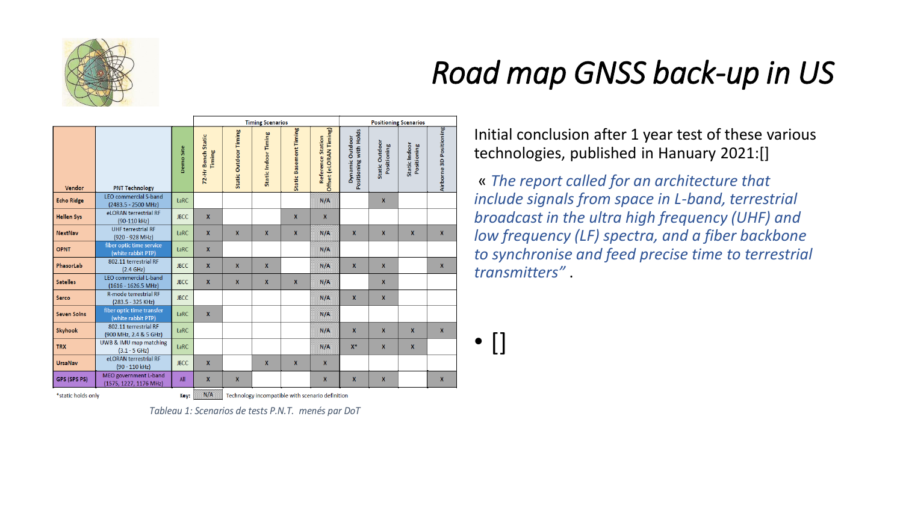# Road map GNSS back-up in US

| Vendor | PNT Technology | Demo Site | Timing Scenarios | | | | | Positioning Scenarios | | | |
|---|---|---|---|---|---|---|---|---|---|---|---|
| | | | 72-Hr Bench Static Timing | Static Outdoor Timing | Static Indoor Timing | Static Basement Timing | Reference Station Offset (eLORAN Timing) | Dynamic Outdoor Positioning with Holds | Static Outdoor Positioning | Static Indoor Positioning | Airborne 3D Positioning |
| Echo Ridge | LEO commercial S-band (2483.5 - 2500 MHz) | LaRC | | | | | N/A | | X | | |
| Hellen Sys | eLORAN terrestrial RF (90-110 kHz) | JBCC | X | | | X | X | | | | |
| NextNav | UHF terrestrial RF (920 - 928 MHz) | LaRC | X | X | X | X | N/A | X | X | X | X |
| OPNT | fiber optic time service (white rabbit PTP) | LaRC | X | | | | N/A | | | | |
| PhasorLab | 802.11 terrestrial RF (2.4 GHz) | JBCC | X | X | X | | N/A | X | X | | X |
| Satelles | LEO commercial L-band (1616 - 1626.5 MHz) | JBCC | X | X | X | X | N/A | | X | | |
| Serco | R-mode terrestrial RF (283.5 - 325 KHz) | JBCC | | | | | N/A | X | X | | |
| Seven Solns | fiber optic time transfer (white rabbit PTP) | LaRC | X | | | | N/A | | | | |
| Skyhook | 802.11 terrestrial RF (900 MHz, 2.4 & 5 GHz) | LaRC | | | | | N/A | X | X | X | X |
| TRX | UWB & IMU map matching (3.1 - 5 GHz) | LaRC | | | | | N/A | X* | X | X | |
| UrsaNav | eLORAN terrestrial RF (90 - 110 kHz) | JBCC | X | | X | X | X | | | | |
| GPS (SPS PS) | MEO government L-band (1575, 1227, 1176 MHz) | All | X | X | | | X | X | X | | X |

*static holds only

Key: N/A Technology incompatible with scenario definition

*Tableau 1: Scenarios de tests P.N.T. menés par DoT*

Initial conclusion after 1 year test of these various technologies, published in Hanuary 2021:[]

« *The report called for an architecture that include signals from space in L-band, terrestrial broadcast in the ultra high frequency (UHF) and low frequency (LF) spectra, and a fiber backbone to synchronise and feed precise time to terrestrial transmitters”* .

- []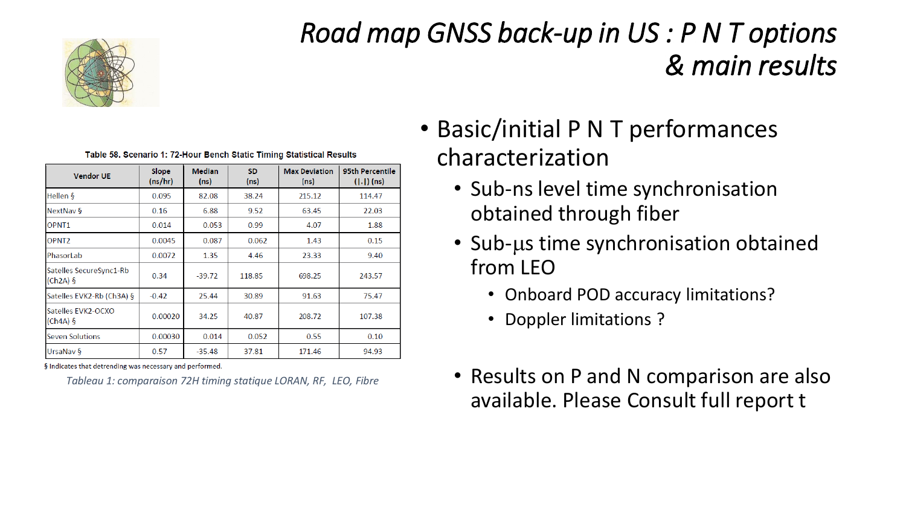# *Road map GNSS back-up in US : P N T options & main results*

**Table 58. Scenario 1: 72-Hour Bench Static Timing Statistical Results**

| Vendor UE | Slope (ns/hr) | Median (ns) | SD (ns) | Max Deviation (ns) | 95th Percentile (\|.\|) (ns) |
|---|---|---|---|---|---|
| Hellen § | 0.095 | 82.08 | 38.24 | 215.12 | 114.47 |
| NextNav § | 0.16 | 6.88 | 9.52 | 63.45 | 22.03 |
| OPNT1 | 0.014 | 0.053 | 0.99 | 4.07 | 1.88 |
| OPNT2 | 0.0045 | 0.087 | 0.062 | 1.43 | 0.15 |
| PhasorLab | 0.0072 | 1.35 | 4.46 | 23.33 | 9.40 |
| Satelles SecureSync1-Rb (Ch2A) § | 0.34 | -39.72 | 118.85 | 698.25 | 243.57 |
| Satelles EVK2-Rb (Ch3A) § | -0.42 | 25.44 | 30.89 | 91.63 | 75.47 |
| Satelles EVK2-OCXO (Ch4A) § | 0.00020 | 34.25 | 40.87 | 208.72 | 107.38 |
| Seven Solutions | 0.00030 | 0.014 | 0.052 | 0.55 | 0.10 |
| UrsaNav § | 0.57 | -35.48 | 37.81 | 171.46 | 94.93 |

§ Indicates that detrending was necessary and performed.

*Tableau 1: comparaison 72H timing statique LORAN, RF, LEO, Fibre*

- Basic/initial P N T performances characterization
  - Sub-ns level time synchronisation obtained through fiber
  - Sub-μs time synchronisation obtained from LEO
    - Onboard POD accuracy limitations?
    - Doppler limitations ?
  - Results on P and N comparison are also available. Please Consult full report t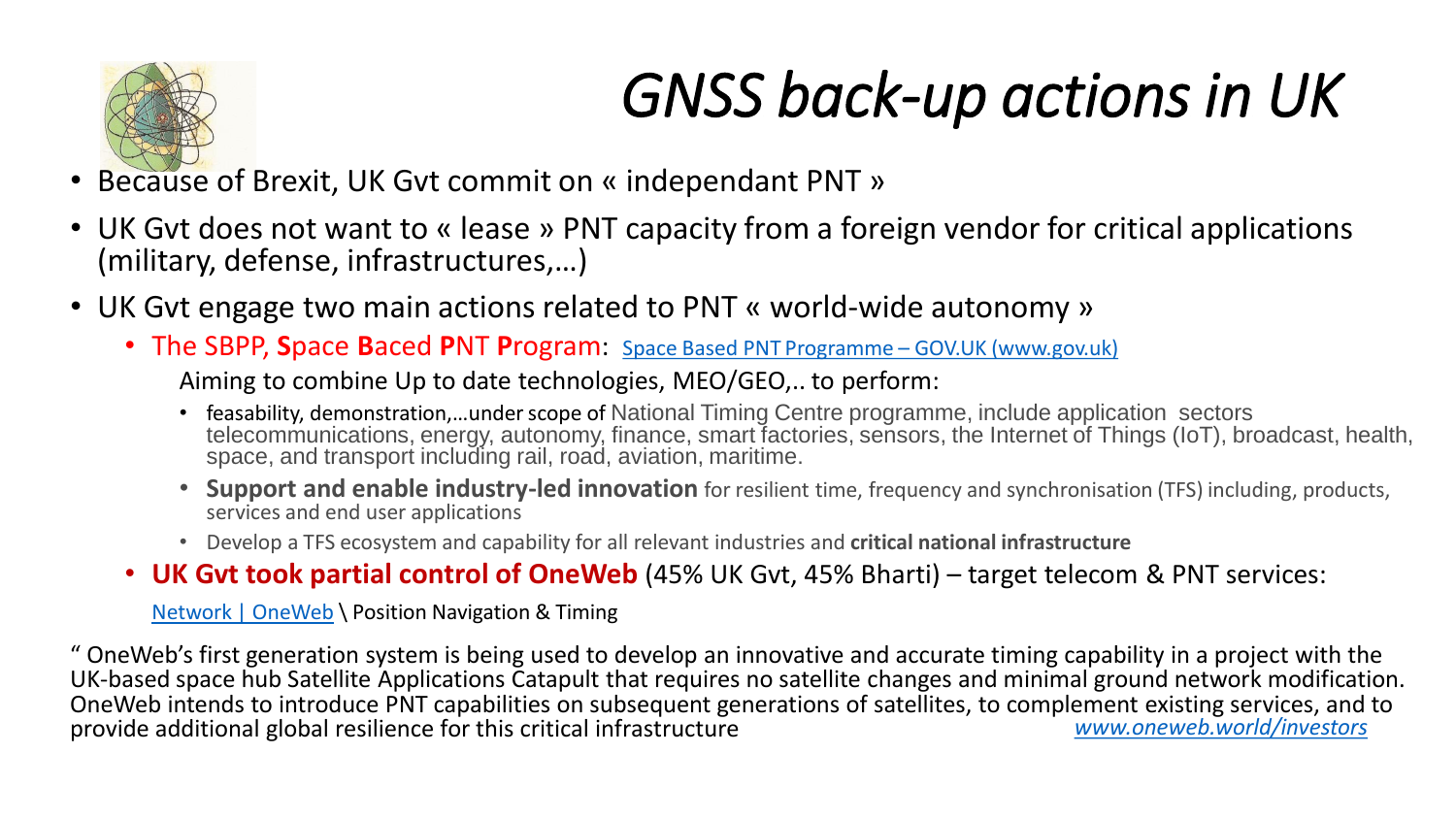# *GNSS back-up actions in UK*

- Because of Brexit, UK Gvt commit on « independant PNT »
- UK Gvt does not want to « lease » PNT capacity from a foreign vendor for critical applications (military, defense, infrastructures,…)
- UK Gvt engage two main actions related to PNT « world-wide autonomy »
  - The SBPP, **S**pace **B**aced **P**NT **P**rogram: Space Based PNT Programme – GOV.UK (www.gov.uk)

    Aiming to combine Up to date technologies, MEO/GEO,.. to perform:

    - feasability, demonstration,…under scope of National Timing Centre programme, include application sectors telecommunications, energy, autonomy, finance, smart factories, sensors, the Internet of Things (IoT), broadcast, health, space, and transport including rail, road, aviation, maritime.
    - **Support and enable industry-led innovation** for resilient time, frequency and synchronisation (TFS) including, products, services and end user applications
    - Develop a TFS ecosystem and capability for all relevant industries and **critical national infrastructure**
  - **UK Gvt took partial control of OneWeb** (45% UK Gvt, 45% Bharti) – target telecom & PNT services:

    Network | OneWeb \ Position Navigation & Timing

" OneWeb's first generation system is being used to develop an innovative and accurate timing capability in a project with the UK-based space hub Satellite Applications Catapult that requires no satellite changes and minimal ground network modification. OneWeb intends to introduce PNT capabilities on subsequent generations of satellites, to complement existing services, and to provide additional global resilience for this critical infrastructure *www.oneweb.world/investors*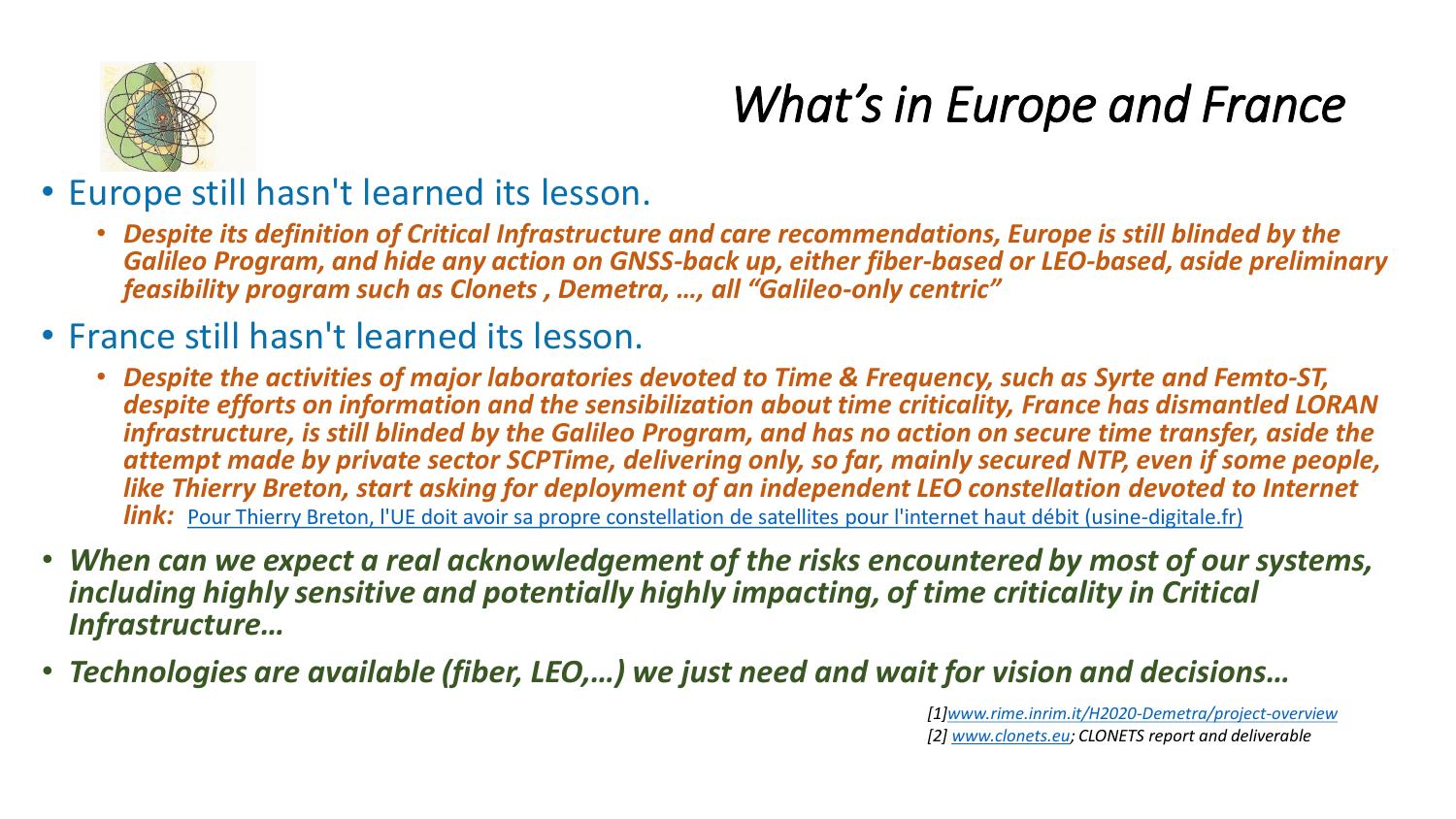# *What's in Europe and France*

- Europe still hasn't learned its lesson.
  - ***Despite its definition of Critical Infrastructure and care recommendations, Europe is still blinded by the Galileo Program, and hide any action on GNSS-back up, either fiber-based or LEO-based, aside preliminary feasibility program such as Clonets , Demetra, …, all "Galileo-only centric"***
- France still hasn't learned its lesson.
  - ***Despite the activities of major laboratories devoted to Time & Frequency, such as Syrte and Femto-ST, despite efforts on information and the sensibilization about time criticality, France has dismantled LORAN infrastructure, is still blinded by the Galileo Program, and has no action on secure time transfer, aside the attempt made by private sector SCPTime, delivering only, so far, mainly secured NTP, even if some people, like Thierry Breton, start asking for deployment of an independent LEO constellation devoted to Internet link:*** Pour Thierry Breton, l'UE doit avoir sa propre constellation de satellites pour l'internet haut débit (usine-digitale.fr)
- ***When can we expect a real acknowledgement of the risks encountered by most of our systems, including highly sensitive and potentially highly impacting, of time criticality in Critical Infrastructure…***
- ***Technologies are available (fiber, LEO,…) we just need and wait for vision and decisions…***

*[1]www.rime.inrim.it/H2020-Demetra/project-overview*
*[2] www.clonets.eu; CLONETS report and deliverable*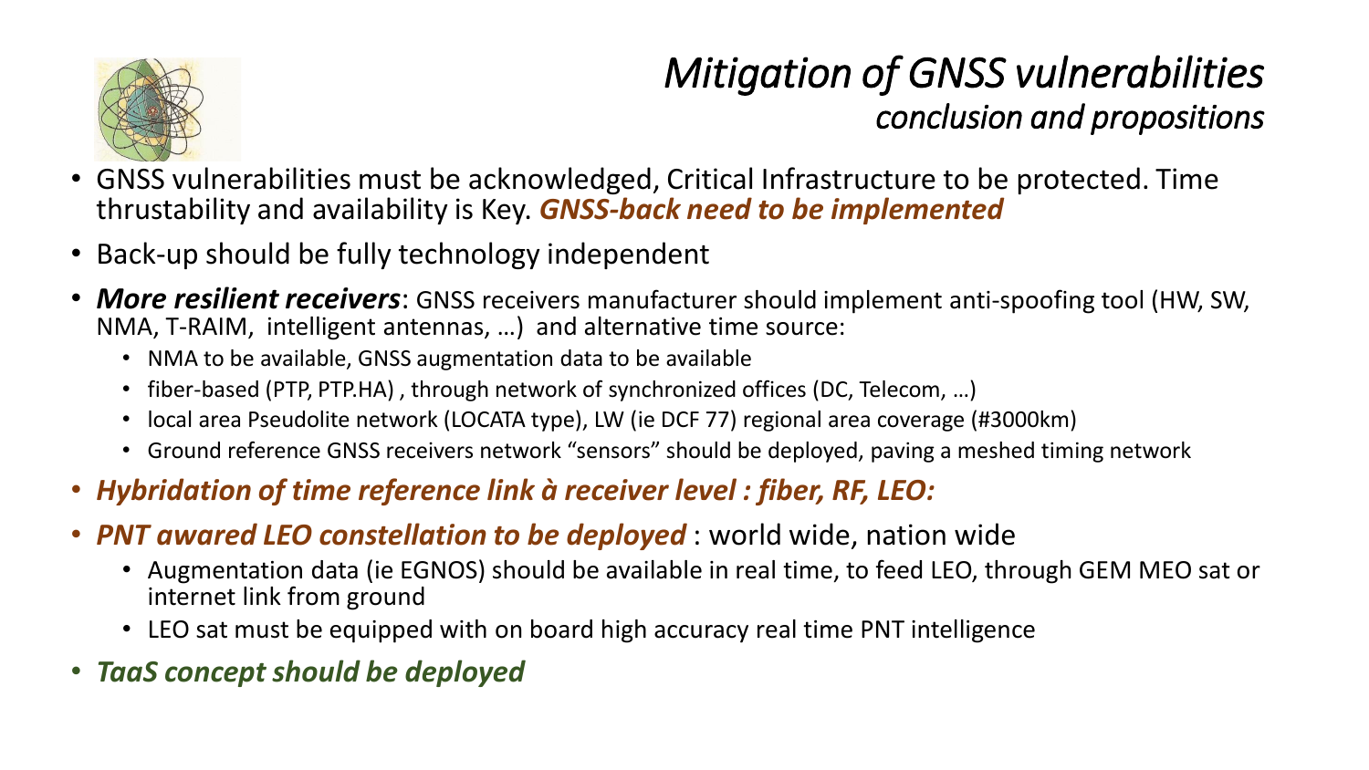# *Mitigation of GNSS vulnerabilities*

## *conclusion and propositions*

- GNSS vulnerabilities must be acknowledged, Critical Infrastructure to be protected. Time thrustability and availability is Key. ***GNSS-back need to be implemented***
- Back-up should be fully technology independent
- ***More resilient receivers***: GNSS receivers manufacturer should implement anti-spoofing tool (HW, SW, NMA, T-RAIM, intelligent antennas, …) and alternative time source:
  - NMA to be available, GNSS augmentation data to be available
  - fiber-based (PTP, PTP.HA) , through network of synchronized offices (DC, Telecom, …)
  - local area Pseudolite network (LOCATA type), LW (ie DCF 77) regional area coverage (#3000km)
  - Ground reference GNSS receivers network "sensors" should be deployed, paving a meshed timing network
- ***Hybridation of time reference link à receiver level : fiber, RF, LEO:***
- ***PNT awared LEO constellation to be deployed*** : world wide, nation wide
  - Augmentation data (ie EGNOS) should be available in real time, to feed LEO, through GEM MEO sat or internet link from ground
  - LEO sat must be equipped with on board high accuracy real time PNT intelligence
- ***TaaS concept should be deployed***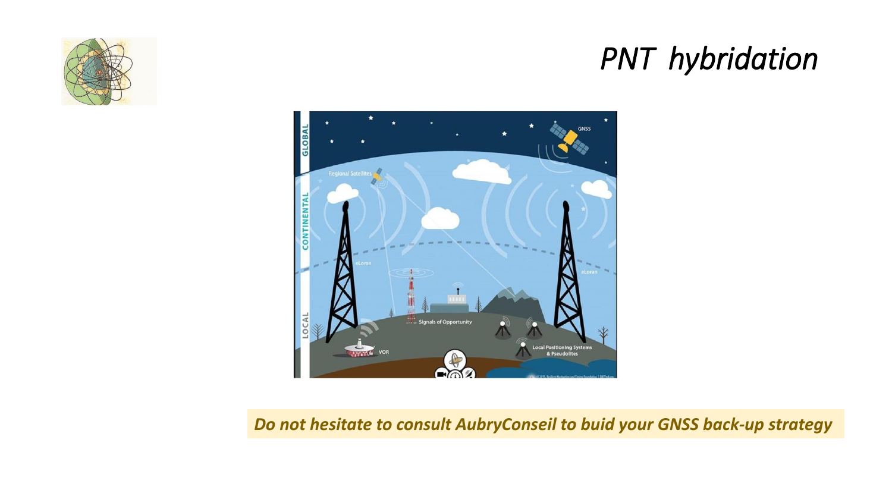# *PNT hybridation*

***Do not hesitate to consult AubryConseil to buid your GNSS back-up strategy***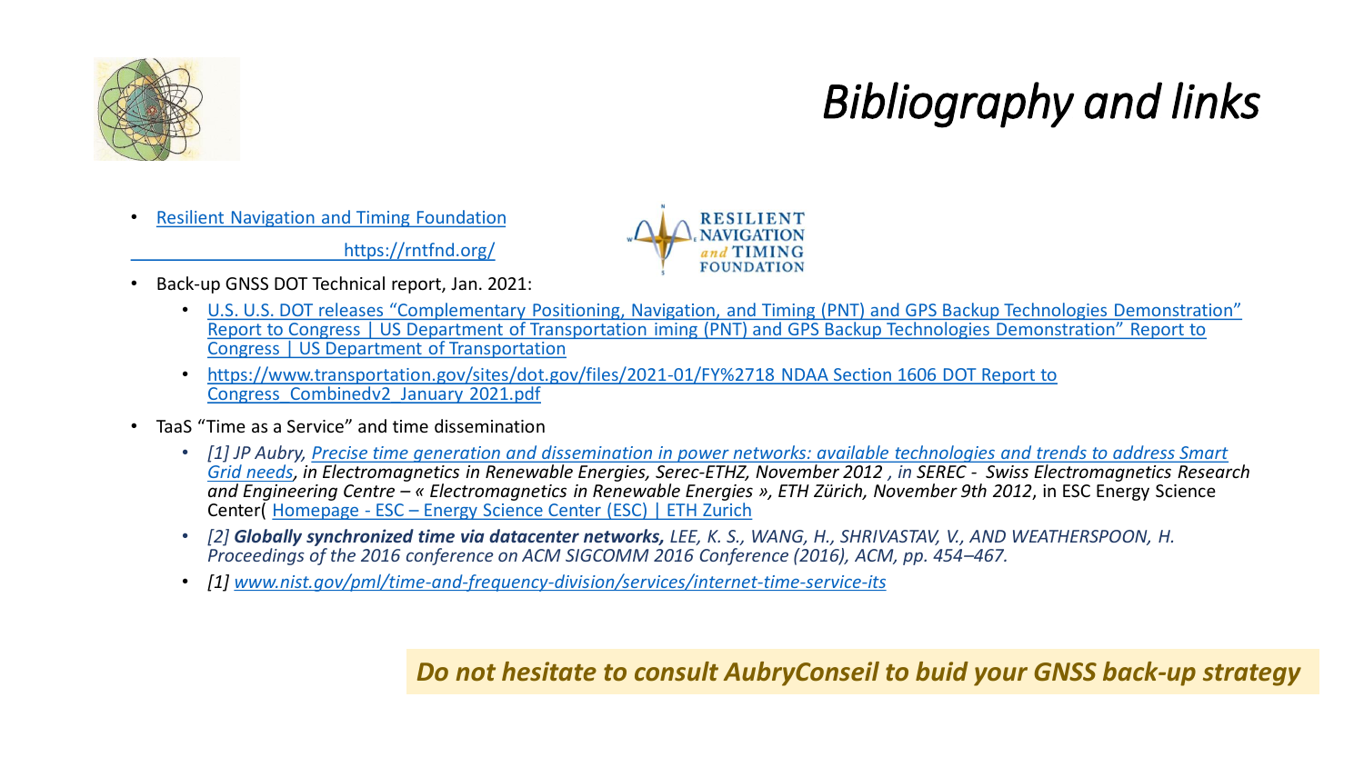# *Bibliography and links*

- [Resilient Navigation and Timing Foundation](https://rntfnd.org/)
  https://rntfnd.org/
- Back-up GNSS DOT Technical report, Jan. 2021:
  - U.S. U.S. DOT releases "Complementary Positioning, Navigation, and Timing (PNT) and GPS Backup Technologies Demonstration" Report to Congress | US Department of Transportation iming (PNT) and GPS Backup Technologies Demonstration" Report to Congress | US Department of Transportation
  - https://www.transportation.gov/sites/dot.gov/files/2021-01/FY%2718 NDAA Section 1606 DOT Report to Congress_Combinedv2_January 2021.pdf
- TaaS "Time as a Service" and time dissemination
  - *[1] JP Aubry, Precise time generation and dissemination in power networks: available technologies and trends to address Smart Grid needs, in Electromagnetics in Renewable Energies, Serec-ETHZ, November 2012 , in SEREC - Swiss Electromagnetics Research and Engineering Centre – « Electromagnetics in Renewable Energies », ETH Zürich, November 9th 2012*, in ESC Energy Science Center( Homepage - ESC – Energy Science Center (ESC) | ETH Zurich
  - *[2] **Globally synchronized time via datacenter networks,** LEE, K. S., WANG, H., SHRIVASTAV, V., AND WEATHERSPOON, H. Proceedings of the 2016 conference on ACM SIGCOMM 2016 Conference (2016), ACM, pp. 454–467.*
  - *[1] www.nist.gov/pml/time-and-frequency-division/services/internet-time-service-its*

***Do not hesitate to consult AubryConseil to buid your GNSS back-up strategy***